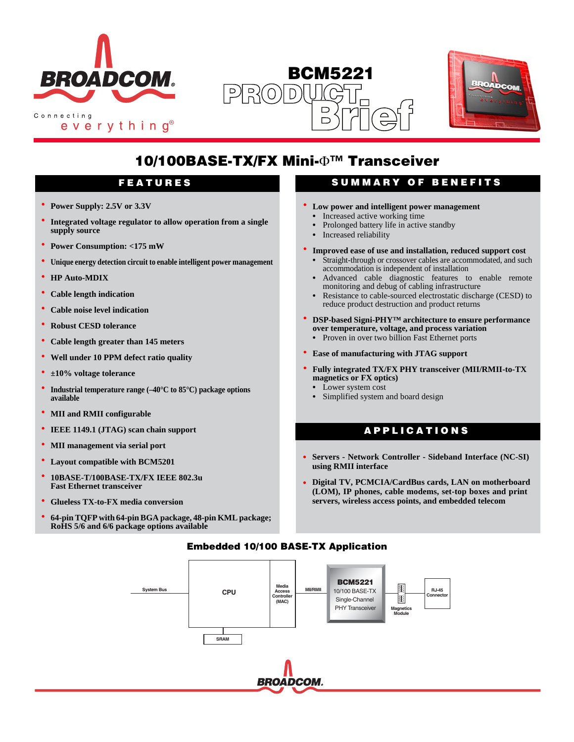# BCM5221 PRODUCT Brief

## 10/100BASE-TX/FX Mini-Φ™ Transceiver

### FEATURES

- **Power Supply: 2.5V or 3.3V**
- **Integrated voltage regulator to allow operation from a single supply source**
- **Power Consumption: <175 mW**
- **Unique energy detection circuit to enable intelligent power management**
- **HP Auto-MDIX**
- **Cable length indication**
- **Cable noise level indication**
- **Robust CESD tolerance**
- **Cable length greater than 145 meters**
- **Well under 10 PPM defect ratio quality**
- **±10% voltage tolerance**
- **Industrial temperature range (–40°C to 85°C) package options available**
- **MII and RMII configurable**
- **IEEE 1149.1 (JTAG) scan chain support**
- **MII management via serial port**
- **Layout compatible with BCM5201**
- **10BASE-T/100BASE-TX/FX IEEE 802.3u Fast Ethernet transceiver**
- **Glueless TX-to-FX media conversion**
- **64-pin TQFP with 64-pin BGA package, 48-pin KML package; RoHS 5/6 and 6/6 package options available**

### SUMMARY OF BENEFITS

- **Low power and intelligent power management**
  - Increased active working time
  - Prolonged battery life in active standby
  - Increased reliability
- **Improved ease of use and installation, reduced support cost**
  - Straight-through or crossover cables are accommodated, and such accommodation is independent of installation
  - Advanced cable diagnostic features to enable remote monitoring and debug of cabling infrastructure
  - Resistance to cable-sourced electrostatic discharge (CESD) to reduce product destruction and product returns
- **DSP-based Signi-PHY™ architecture to ensure performance over temperature, voltage, and process variation**
  - Proven in over two billion Fast Ethernet ports
- **Ease of manufacturing with JTAG support**
- **Fully integrated TX/FX PHY transceiver (MII/RMII-to-TX magnetics or FX optics)**
  - Lower system cost
  - Simplified system and board design

### APPLICATIONS

- **Servers - Network Controller - Sideband Interface (NC-SI) using RMII interface**
- **Digital TV, PCMCIA/CardBus cards, LAN on motherboard (LOM), IP phones, cable modems, set-top boxes and print servers, wireless access points, and embedded telecom**

### Embedded 10/100 BASE-TX Application

System Bus — CPU — Media Access Controller (MAC) — MII/RMII — BCM5221 10/100 BASE-TX Single-Channel PHY Transceiver — Magnetics Module — RJ-45 Connector

SRAM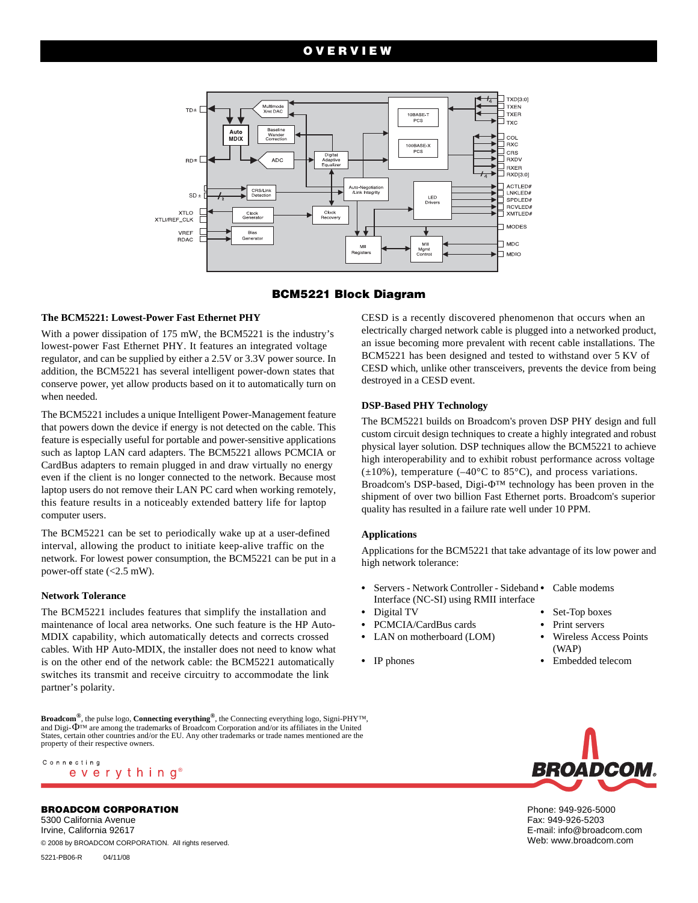## OVERVIEW

TD±
RD±
SD±
XTLO
XTLI/REF_CLK
VREF
RDAC
Multimode Xmt DAC
Auto MDIX
Baseline Wander Correction
ADC
Digital Adaptive Equalizer
CRS/Link Detection
Clock Generator
Clock Recovery
Bias Generator
Auto-Negotiation /Link Integrity
10BASE-T PCS
100BASE-X PCS
LED Drivers
MII Registers
MII Mgmt Control
TXD[3:0]
TXEN
TXER
TXC
COL
RXC
CRS
RXDV
RXER
RXD[3:0]
ACTLED#
LNKLED#
SPDLED#
RCVLED#
XMTLED#
MODES
MDC
MDIO
4
4
2

**BCM5221 Block Diagram**

### The BCM5221: Lowest-Power Fast Ethernet PHY

With a power dissipation of 175 mW, the BCM5221 is the industry's lowest-power Fast Ethernet PHY. It features an integrated voltage regulator, and can be supplied by either a 2.5V or 3.3V power source. In addition, the BCM5221 has several intelligent power-down states that conserve power, yet allow products based on it to automatically turn on when needed.

The BCM5221 includes a unique Intelligent Power-Management feature that powers down the device if energy is not detected on the cable. This feature is especially useful for portable and power-sensitive applications such as laptop LAN card adapters. The BCM5221 allows PCMCIA or CardBus adapters to remain plugged in and draw virtually no energy even if the client is no longer connected to the network. Because most laptop users do not remove their LAN PC card when working remotely, this feature results in a noticeably extended battery life for laptop computer users.

The BCM5221 can be set to periodically wake up at a user-defined interval, allowing the product to initiate keep-alive traffic on the network. For lowest power consumption, the BCM5221 can be put in a power-off state (<2.5 mW).

### Network Tolerance

The BCM5221 includes features that simplify the installation and maintenance of local area networks. One such feature is the HP Auto-MDIX capability, which automatically detects and corrects crossed cables. With HP Auto-MDIX, the installer does not need to know what is on the other end of the network cable: the BCM5221 automatically switches its transmit and receive circuitry to accommodate the link partner's polarity.

CESD is a recently discovered phenomenon that occurs when an electrically charged network cable is plugged into a networked product, an issue becoming more prevalent with recent cable installations. The BCM5221 has been designed and tested to withstand over 5 KV of CESD which, unlike other transceivers, prevents the device from being destroyed in a CESD event.

### DSP-Based PHY Technology

The BCM5221 builds on Broadcom's proven DSP PHY design and full custom circuit design techniques to create a highly integrated and robust physical layer solution. DSP techniques allow the BCM5221 to achieve high interoperability and to exhibit robust performance across voltage (±10%), temperature (–40°C to 85°C), and process variations. Broadcom's DSP-based, Digi-Φ™ technology has been proven in the shipment of over two billion Fast Ethernet ports. Broadcom's superior quality has resulted in a failure rate well under 10 PPM.

### Applications

Applications for the BCM5221 that take advantage of its low power and high network tolerance:

- Servers - Network Controller - Sideband Interface (NC-SI) using RMII interface
- Digital TV
- PCMCIA/CardBus cards
- LAN on motherboard (LOM)
- IP phones
- Cable modems
- Set-Top boxes
- Print servers
- Wireless Access Points (WAP)
- Embedded telecom

**Broadcom®**, the pulse logo, **Connecting everything®**, the Connecting everything logo, Signi-PHY™, and Digi-Φ™ are among the trademarks of Broadcom Corporation and/or its affiliates in the United States, certain other countries and/or the EU. Any other trademarks or trade names mentioned are the property of their respective owners.

Connecting everything®

BROADCOM.

**BROADCOM CORPORATION**
5300 California Avenue
Irvine, California 92617
© 2008 by BROADCOM CORPORATION. All rights reserved.

Phone: 949-926-5000
Fax: 949-926-5203
E-mail: info@broadcom.com
Web: www.broadcom.com

5221-PB06-R 04/11/08